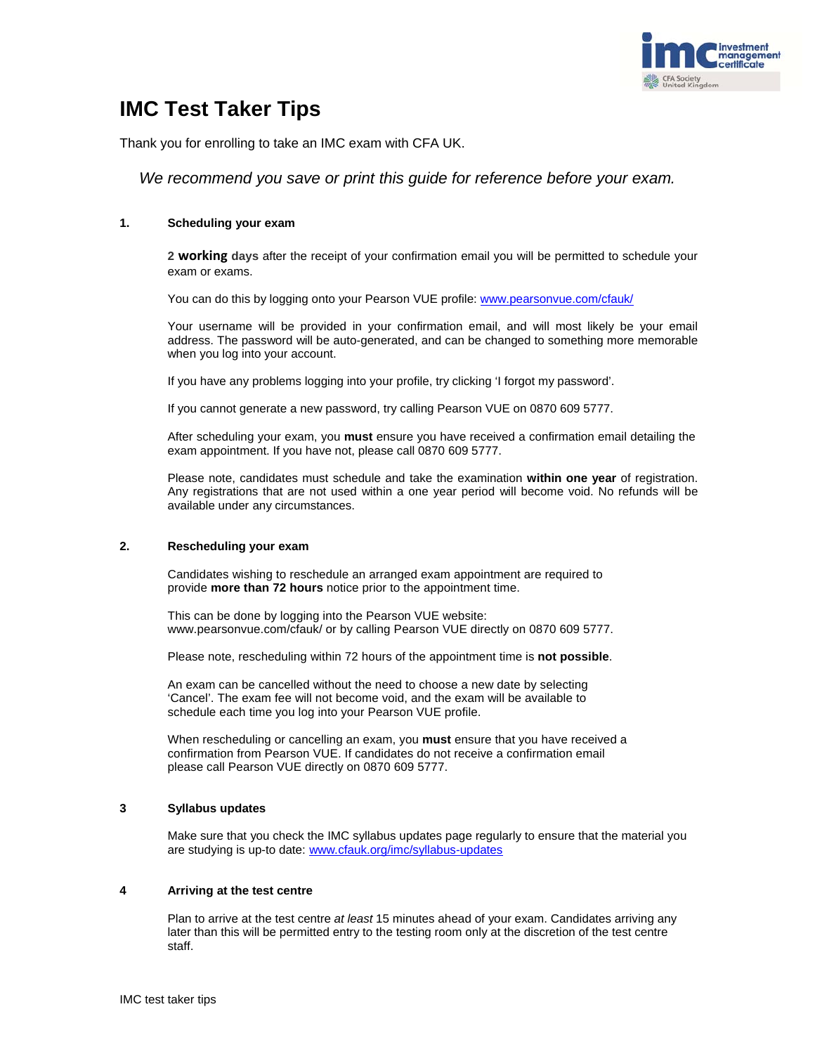# IMC Test Taker Tips

Thank you for enrolling to take an IMC exam with CFA UK.

*We recommend you save or print this guide for reference before your exam.*

## 1. Scheduling your exam

**2 working days** after the receipt of your confirmation email you will be permitted to schedule your exam or exams.

You can do this by logging onto your Pearson VUE profile: www.pearsonvue.com/cfauk/

Your username will be provided in your confirmation email, and will most likely be your email address. The password will be auto-generated, and can be changed to something more memorable when you log into your account.

If you have any problems logging into your profile, try clicking 'I forgot my password'.

If you cannot generate a new password, try calling Pearson VUE on 0870 609 5777.

After scheduling your exam, you **must** ensure you have received a confirmation email detailing the exam appointment. If you have not, please call 0870 609 5777.

Please note, candidates must schedule and take the examination **within one year** of registration. Any registrations that are not used within a one year period will become void. No refunds will be available under any circumstances.

## 2. Rescheduling your exam

Candidates wishing to reschedule an arranged exam appointment are required to provide **more than 72 hours** notice prior to the appointment time.

This can be done by logging into the Pearson VUE website: www.pearsonvue.com/cfauk/ or by calling Pearson VUE directly on 0870 609 5777.

Please note, rescheduling within 72 hours of the appointment time is **not possible**.

An exam can be cancelled without the need to choose a new date by selecting 'Cancel'. The exam fee will not become void, and the exam will be available to schedule each time you log into your Pearson VUE profile.

When rescheduling or cancelling an exam, you **must** ensure that you have received a confirmation from Pearson VUE. If candidates do not receive a confirmation email please call Pearson VUE directly on 0870 609 5777.

## 3 Syllabus updates

Make sure that you check the IMC syllabus updates page regularly to ensure that the material you are studying is up-to date: www.cfauk.org/imc/syllabus-updates

## 4 Arriving at the test centre

Plan to arrive at the test centre *at least* 15 minutes ahead of your exam. Candidates arriving any later than this will be permitted entry to the testing room only at the discretion of the test centre staff.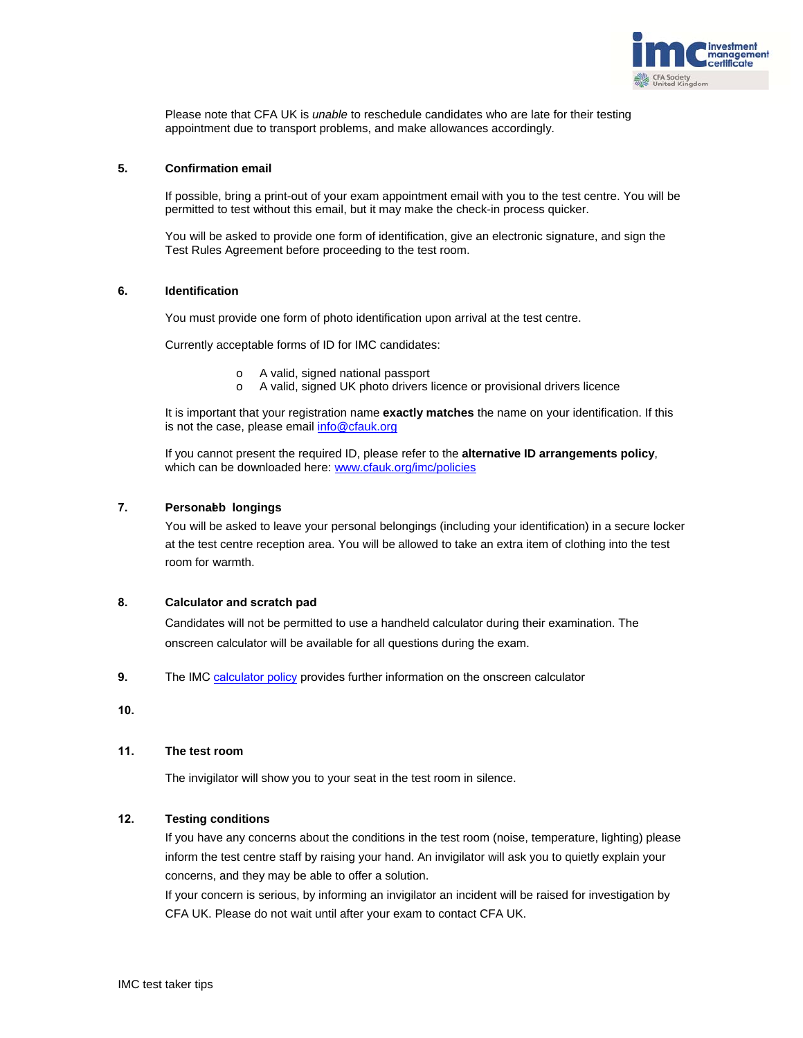Please note that CFA UK is *unable* to reschedule candidates who are late for their testing appointment due to transport problems, and make allowances accordingly.

**5. Confirmation email**

If possible, bring a print-out of your exam appointment email with you to the test centre. You will be permitted to test without this email, but it may make the check-in process quicker.

You will be asked to provide one form of identification, give an electronic signature, and sign the Test Rules Agreement before proceeding to the test room.

**6. Identification**

You must provide one form of photo identification upon arrival at the test centre.

Currently acceptable forms of ID for IMC candidates:

- A valid, signed national passport
- A valid, signed UK photo drivers licence or provisional drivers licence

It is important that your registration name **exactly matches** the name on your identification. If this is not the case, please email info@cfauk.org

If you cannot present the required ID, please refer to the **alternative ID arrangements policy**, which can be downloaded here: www.cfauk.org/imc/policies

**7. Personaḅb longings**

You will be asked to leave your personal belongings (including your identification) in a secure locker at the test centre reception area. You will be allowed to take an extra item of clothing into the test room for warmth.

**8. Calculator and scratch pad**

Candidates will not be permitted to use a handheld calculator during their examination. The onscreen calculator will be available for all questions during the exam.

**9.** The IMC calculator policy provides further information on the onscreen calculator

**10.**

**11. The test room**

The invigilator will show you to your seat in the test room in silence.

**12. Testing conditions**

If you have any concerns about the conditions in the test room (noise, temperature, lighting) please inform the test centre staff by raising your hand. An invigilator will ask you to quietly explain your concerns, and they may be able to offer a solution.

If your concern is serious, by informing an invigilator an incident will be raised for investigation by CFA UK. Please do not wait until after your exam to contact CFA UK.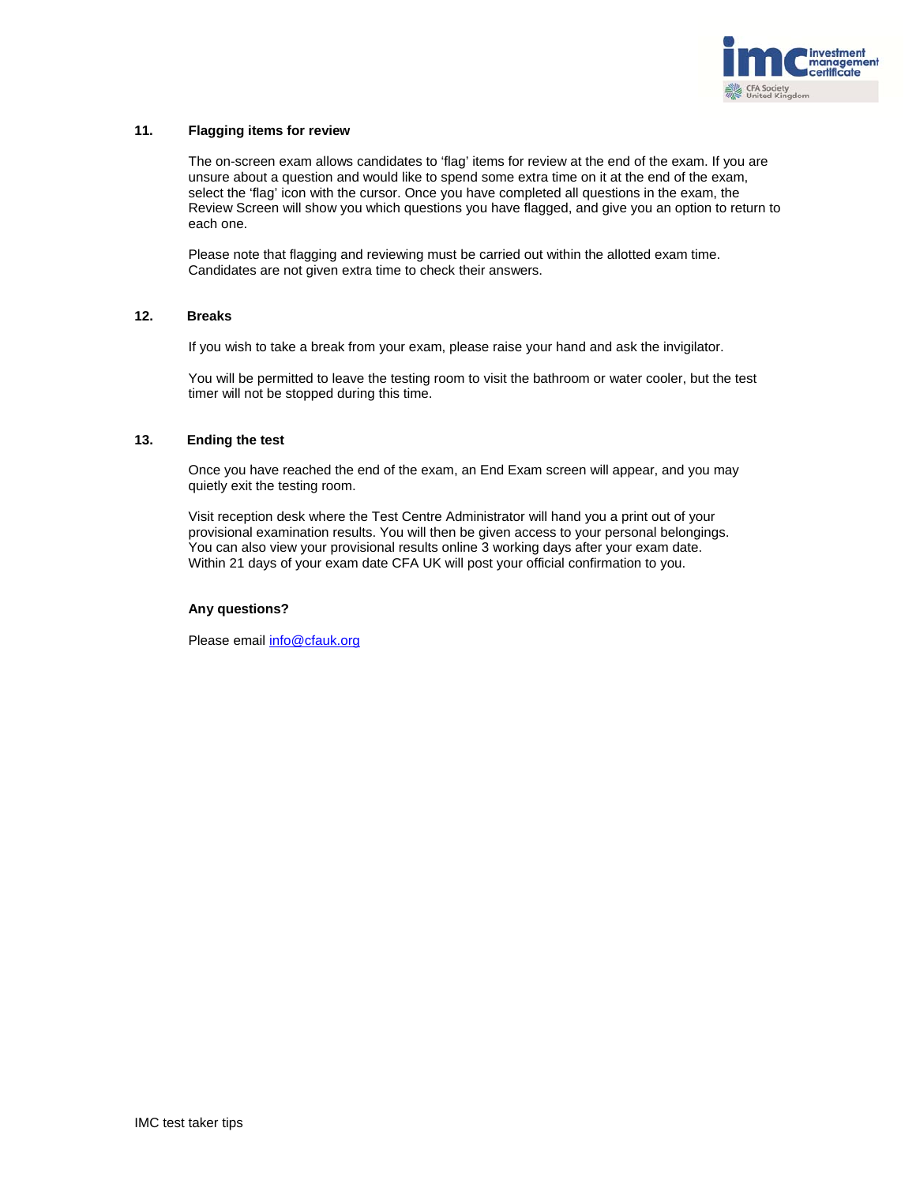### 11. Flagging items for review

The on-screen exam allows candidates to 'flag' items for review at the end of the exam. If you are unsure about a question and would like to spend some extra time on it at the end of the exam, select the 'flag' icon with the cursor. Once you have completed all questions in the exam, the Review Screen will show you which questions you have flagged, and give you an option to return to each one.

Please note that flagging and reviewing must be carried out within the allotted exam time. Candidates are not given extra time to check their answers.

### 12. Breaks

If you wish to take a break from your exam, please raise your hand and ask the invigilator.

You will be permitted to leave the testing room to visit the bathroom or water cooler, but the test timer will not be stopped during this time.

### 13. Ending the test

Once you have reached the end of the exam, an End Exam screen will appear, and you may quietly exit the testing room.

Visit reception desk where the Test Centre Administrator will hand you a print out of your provisional examination results. You will then be given access to your personal belongings. You can also view your provisional results online 3 working days after your exam date. Within 21 days of your exam date CFA UK will post your official confirmation to you.

**Any questions?**

Please email [info@cfauk.org](mailto:info@cfauk.org)